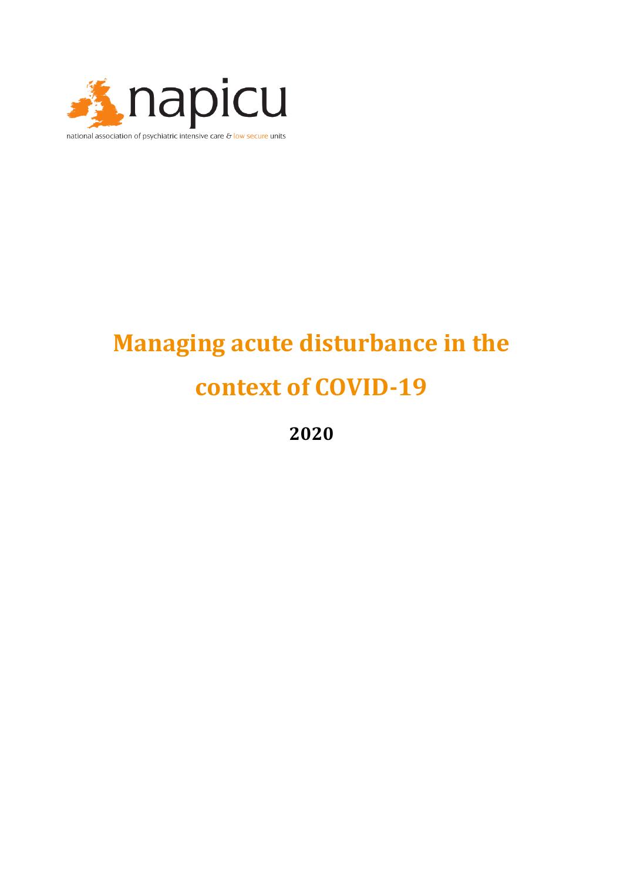napicu

national association of psychiatric intensive care & low secure units

# Managing acute disturbance in the context of COVID-19

**2020**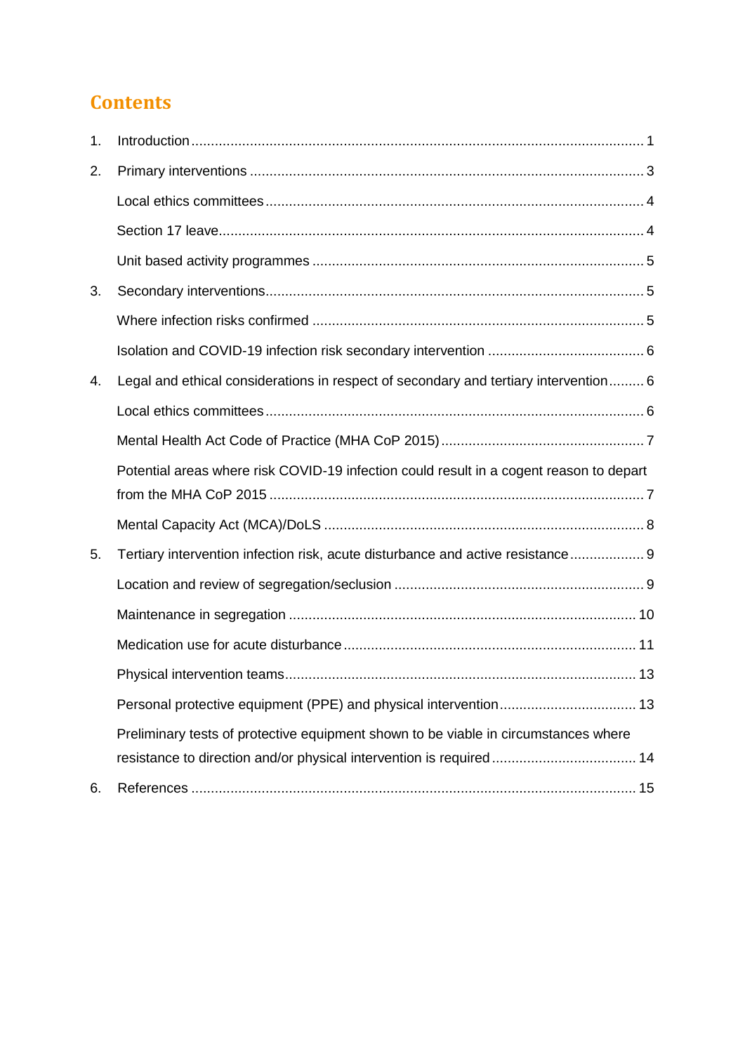# Contents

1. Introduction ........................................................................................................ 1
2. Primary interventions ........................................................................................ 3
   - Local ethics committees ................................................................................ 4
   - Section 17 leave ............................................................................................. 4
   - Unit based activity programmes .................................................................... 5
3. Secondary interventions ..................................................................................... 5
   - Where infection risks confirmed .................................................................... 5
   - Isolation and COVID-19 infection risk secondary intervention ....................... 6
4. Legal and ethical considerations in respect of secondary and tertiary intervention ......... 6
   - Local ethics committees ................................................................................ 6
   - Mental Health Act Code of Practice (MHA CoP 2015) .................................... 7
   - Potential areas where risk COVID-19 infection could result in a cogent reason to depart from the MHA CoP 2015 .......................................................................... 7
   - Mental Capacity Act (MCA)/DoLS .................................................................. 8
5. Tertiary intervention infection risk, acute disturbance and active resistance .................. 9
   - Location and review of segregation/seclusion ............................................... 9
   - Maintenance in segregation ......................................................................... 10
   - Medication use for acute disturbance .......................................................... 11
   - Physical intervention teams ......................................................................... 13
   - Personal protective equipment (PPE) and physical intervention .................. 13
   - Preliminary tests of protective equipment shown to be viable in circumstances where resistance to direction and/or physical intervention is required ................................. 14
6. References ....................................................................................................... 15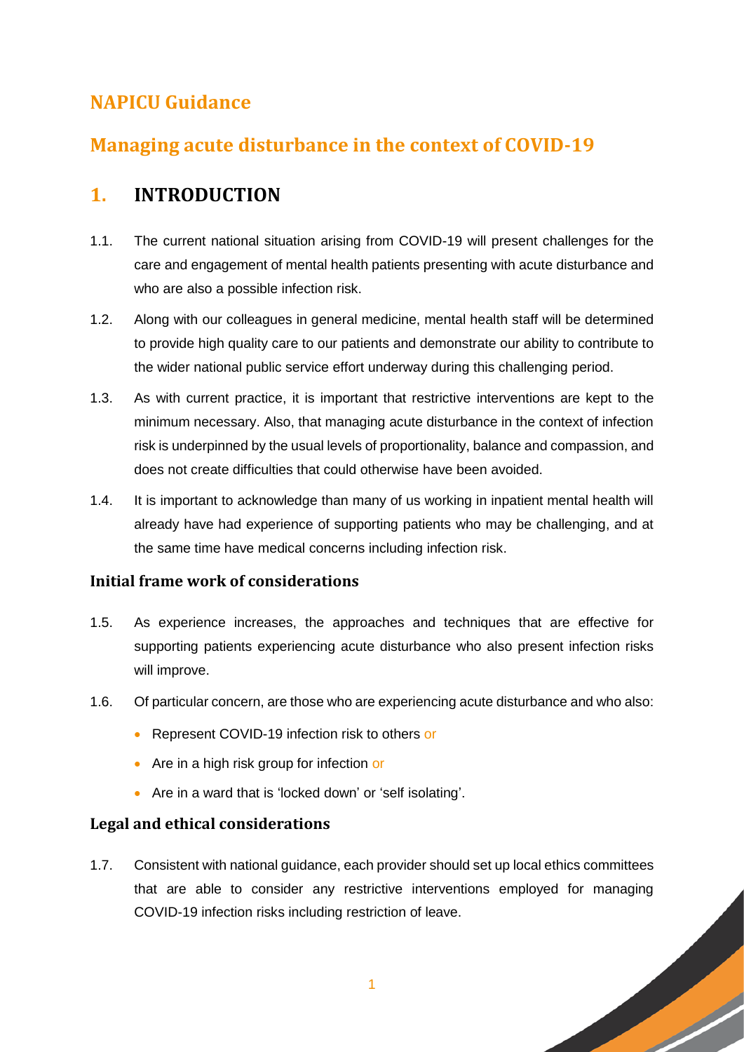# NAPICU Guidance

# Managing acute disturbance in the context of COVID-19

## 1. INTRODUCTION

1.1. The current national situation arising from COVID-19 will present challenges for the care and engagement of mental health patients presenting with acute disturbance and who are also a possible infection risk.

1.2. Along with our colleagues in general medicine, mental health staff will be determined to provide high quality care to our patients and demonstrate our ability to contribute to the wider national public service effort underway during this challenging period.

1.3. As with current practice, it is important that restrictive interventions are kept to the minimum necessary. Also, that managing acute disturbance in the context of infection risk is underpinned by the usual levels of proportionality, balance and compassion, and does not create difficulties that could otherwise have been avoided.

1.4. It is important to acknowledge than many of us working in inpatient mental health will already have had experience of supporting patients who may be challenging, and at the same time have medical concerns including infection risk.

### Initial frame work of considerations

1.5. As experience increases, the approaches and techniques that are effective for supporting patients experiencing acute disturbance who also present infection risks will improve.

1.6. Of particular concern, are those who are experiencing acute disturbance and who also:

- Represent COVID-19 infection risk to others or
- Are in a high risk group for infection or
- Are in a ward that is 'locked down' or 'self isolating'.

### Legal and ethical considerations

1.7. Consistent with national guidance, each provider should set up local ethics committees that are able to consider any restrictive interventions employed for managing COVID-19 infection risks including restriction of leave.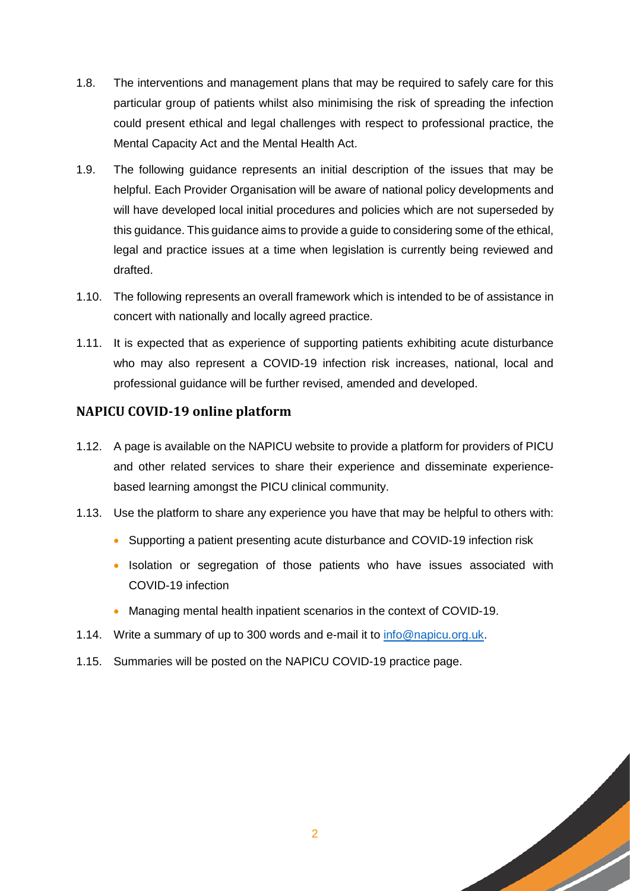1.8. The interventions and management plans that may be required to safely care for this particular group of patients whilst also minimising the risk of spreading the infection could present ethical and legal challenges with respect to professional practice, the Mental Capacity Act and the Mental Health Act.

1.9. The following guidance represents an initial description of the issues that may be helpful. Each Provider Organisation will be aware of national policy developments and will have developed local initial procedures and policies which are not superseded by this guidance. This guidance aims to provide a guide to considering some of the ethical, legal and practice issues at a time when legislation is currently being reviewed and drafted.

1.10. The following represents an overall framework which is intended to be of assistance in concert with nationally and locally agreed practice.

1.11. It is expected that as experience of supporting patients exhibiting acute disturbance who may also represent a COVID-19 infection risk increases, national, local and professional guidance will be further revised, amended and developed.

## NAPICU COVID-19 online platform

1.12. A page is available on the NAPICU website to provide a platform for providers of PICU and other related services to share their experience and disseminate experience-based learning amongst the PICU clinical community.

1.13. Use the platform to share any experience you have that may be helpful to others with:

- Supporting a patient presenting acute disturbance and COVID-19 infection risk
- Isolation or segregation of those patients who have issues associated with COVID-19 infection
- Managing mental health inpatient scenarios in the context of COVID-19.

1.14. Write a summary of up to 300 words and e-mail it to info@napicu.org.uk.

1.15. Summaries will be posted on the NAPICU COVID-19 practice page.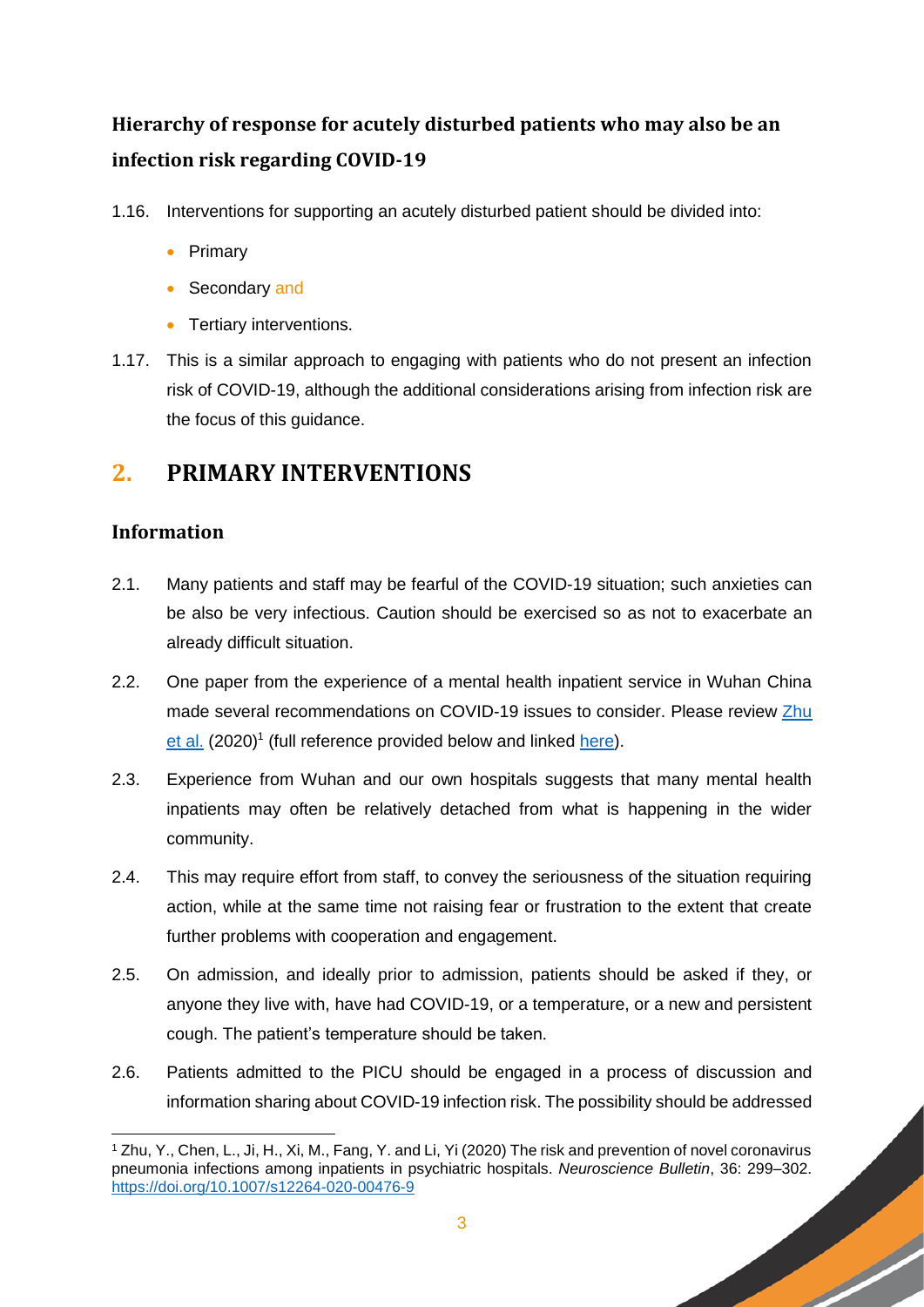### Hierarchy of response for acutely disturbed patients who may also be an infection risk regarding COVID-19

1.16. Interventions for supporting an acutely disturbed patient should be divided into:

- Primary
- Secondary and
- Tertiary interventions.

1.17. This is a similar approach to engaging with patients who do not present an infection risk of COVID-19, although the additional considerations arising from infection risk are the focus of this guidance.

## 2. PRIMARY INTERVENTIONS

### Information

2.1. Many patients and staff may be fearful of the COVID-19 situation; such anxieties can be also be very infectious. Caution should be exercised so as not to exacerbate an already difficult situation.

2.2. One paper from the experience of a mental health inpatient service in Wuhan China made several recommendations on COVID-19 issues to consider. Please review Zhu et al. (2020)[1] (full reference provided below and linked here).

2.3. Experience from Wuhan and our own hospitals suggests that many mental health inpatients may often be relatively detached from what is happening in the wider community.

2.4. This may require effort from staff, to convey the seriousness of the situation requiring action, while at the same time not raising fear or frustration to the extent that create further problems with cooperation and engagement.

2.5. On admission, and ideally prior to admission, patients should be asked if they, or anyone they live with, have had COVID-19, or a temperature, or a new and persistent cough. The patient's temperature should be taken.

2.6. Patients admitted to the PICU should be engaged in a process of discussion and information sharing about COVID-19 infection risk. The possibility should be addressed

---

[1] Zhu, Y., Chen, L., Ji, H., Xi, M., Fang, Y. and Li, Yi (2020) The risk and prevention of novel coronavirus pneumonia infections among inpatients in psychiatric hospitals. *Neuroscience Bulletin*, 36: 299–302. https://doi.org/10.1007/s12264-020-00476-9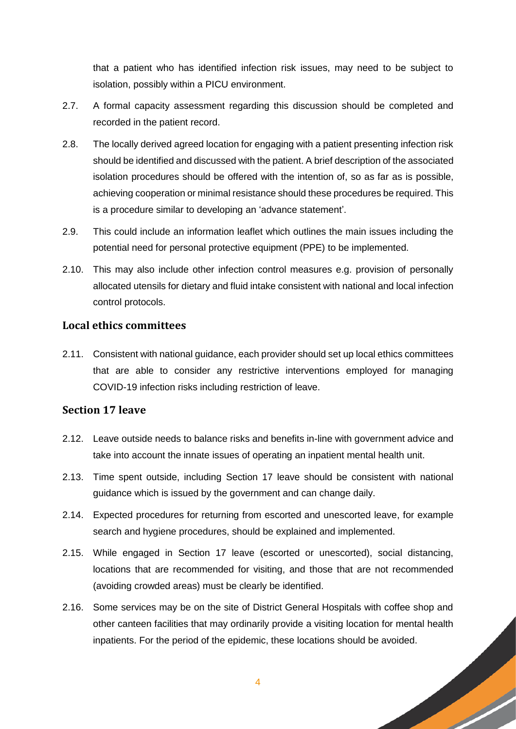that a patient who has identified infection risk issues, may need to be subject to isolation, possibly within a PICU environment.

2.7. A formal capacity assessment regarding this discussion should be completed and recorded in the patient record.

2.8. The locally derived agreed location for engaging with a patient presenting infection risk should be identified and discussed with the patient. A brief description of the associated isolation procedures should be offered with the intention of, so as far as is possible, achieving cooperation or minimal resistance should these procedures be required. This is a procedure similar to developing an 'advance statement'.

2.9. This could include an information leaflet which outlines the main issues including the potential need for personal protective equipment (PPE) to be implemented.

2.10. This may also include other infection control measures e.g. provision of personally allocated utensils for dietary and fluid intake consistent with national and local infection control protocols.

### Local ethics committees

2.11. Consistent with national guidance, each provider should set up local ethics committees that are able to consider any restrictive interventions employed for managing COVID-19 infection risks including restriction of leave.

### Section 17 leave

2.12. Leave outside needs to balance risks and benefits in-line with government advice and take into account the innate issues of operating an inpatient mental health unit.

2.13. Time spent outside, including Section 17 leave should be consistent with national guidance which is issued by the government and can change daily.

2.14. Expected procedures for returning from escorted and unescorted leave, for example search and hygiene procedures, should be explained and implemented.

2.15. While engaged in Section 17 leave (escorted or unescorted), social distancing, locations that are recommended for visiting, and those that are not recommended (avoiding crowded areas) must be clearly be identified.

2.16. Some services may be on the site of District General Hospitals with coffee shop and other canteen facilities that may ordinarily provide a visiting location for mental health inpatients. For the period of the epidemic, these locations should be avoided.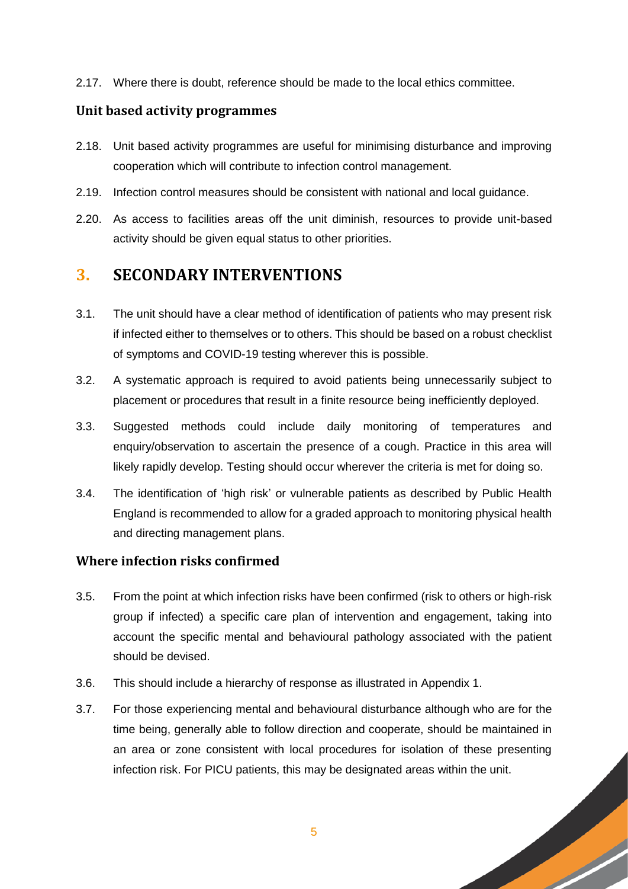2.17. Where there is doubt, reference should be made to the local ethics committee.

### Unit based activity programmes

2.18. Unit based activity programmes are useful for minimising disturbance and improving cooperation which will contribute to infection control management.

2.19. Infection control measures should be consistent with national and local guidance.

2.20. As access to facilities areas off the unit diminish, resources to provide unit-based activity should be given equal status to other priorities.

## 3. SECONDARY INTERVENTIONS

3.1. The unit should have a clear method of identification of patients who may present risk if infected either to themselves or to others. This should be based on a robust checklist of symptoms and COVID-19 testing wherever this is possible.

3.2. A systematic approach is required to avoid patients being unnecessarily subject to placement or procedures that result in a finite resource being inefficiently deployed.

3.3. Suggested methods could include daily monitoring of temperatures and enquiry/observation to ascertain the presence of a cough. Practice in this area will likely rapidly develop. Testing should occur wherever the criteria is met for doing so.

3.4. The identification of 'high risk' or vulnerable patients as described by Public Health England is recommended to allow for a graded approach to monitoring physical health and directing management plans.

### Where infection risks confirmed

3.5. From the point at which infection risks have been confirmed (risk to others or high-risk group if infected) a specific care plan of intervention and engagement, taking into account the specific mental and behavioural pathology associated with the patient should be devised.

3.6. This should include a hierarchy of response as illustrated in Appendix 1.

3.7. For those experiencing mental and behavioural disturbance although who are for the time being, generally able to follow direction and cooperate, should be maintained in an area or zone consistent with local procedures for isolation of these presenting infection risk. For PICU patients, this may be designated areas within the unit.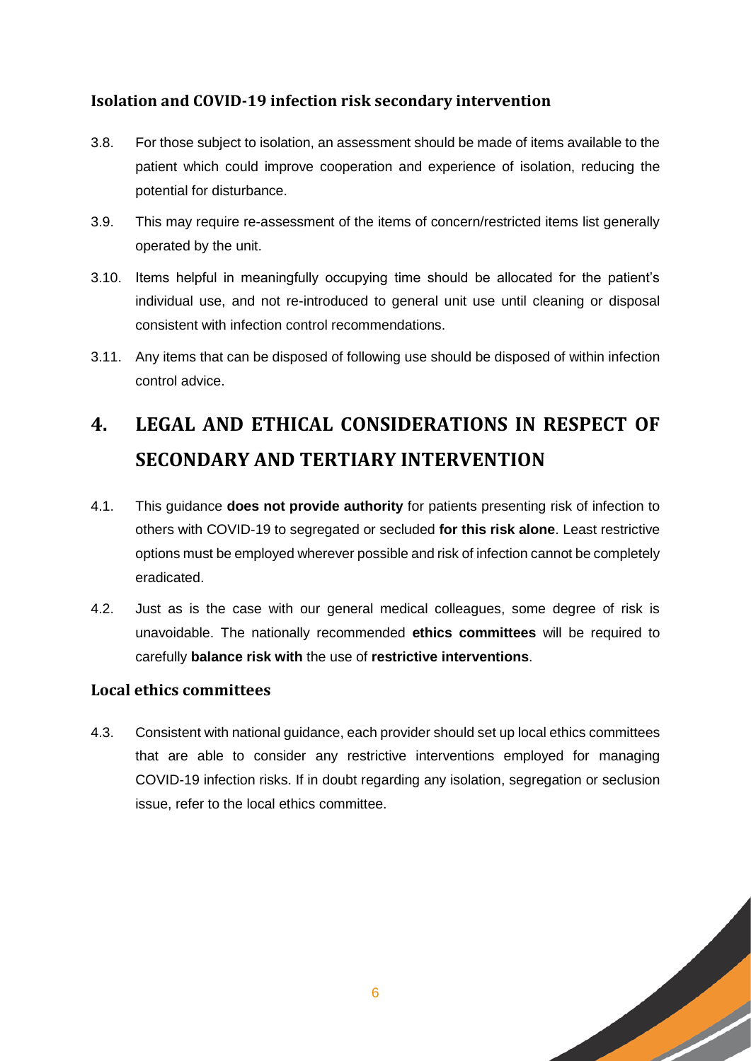### Isolation and COVID-19 infection risk secondary intervention

3.8. For those subject to isolation, an assessment should be made of items available to the patient which could improve cooperation and experience of isolation, reducing the potential for disturbance.

3.9. This may require re-assessment of the items of concern/restricted items list generally operated by the unit.

3.10. Items helpful in meaningfully occupying time should be allocated for the patient's individual use, and not re-introduced to general unit use until cleaning or disposal consistent with infection control recommendations.

3.11. Any items that can be disposed of following use should be disposed of within infection control advice.

## 4. LEGAL AND ETHICAL CONSIDERATIONS IN RESPECT OF SECONDARY AND TERTIARY INTERVENTION

4.1. This guidance **does not provide authority** for patients presenting risk of infection to others with COVID-19 to segregated or secluded **for this risk alone**. Least restrictive options must be employed wherever possible and risk of infection cannot be completely eradicated.

4.2. Just as is the case with our general medical colleagues, some degree of risk is unavoidable. The nationally recommended **ethics committees** will be required to carefully **balance risk with** the use of **restrictive interventions**.

### Local ethics committees

4.3. Consistent with national guidance, each provider should set up local ethics committees that are able to consider any restrictive interventions employed for managing COVID-19 infection risks. If in doubt regarding any isolation, segregation or seclusion issue, refer to the local ethics committee.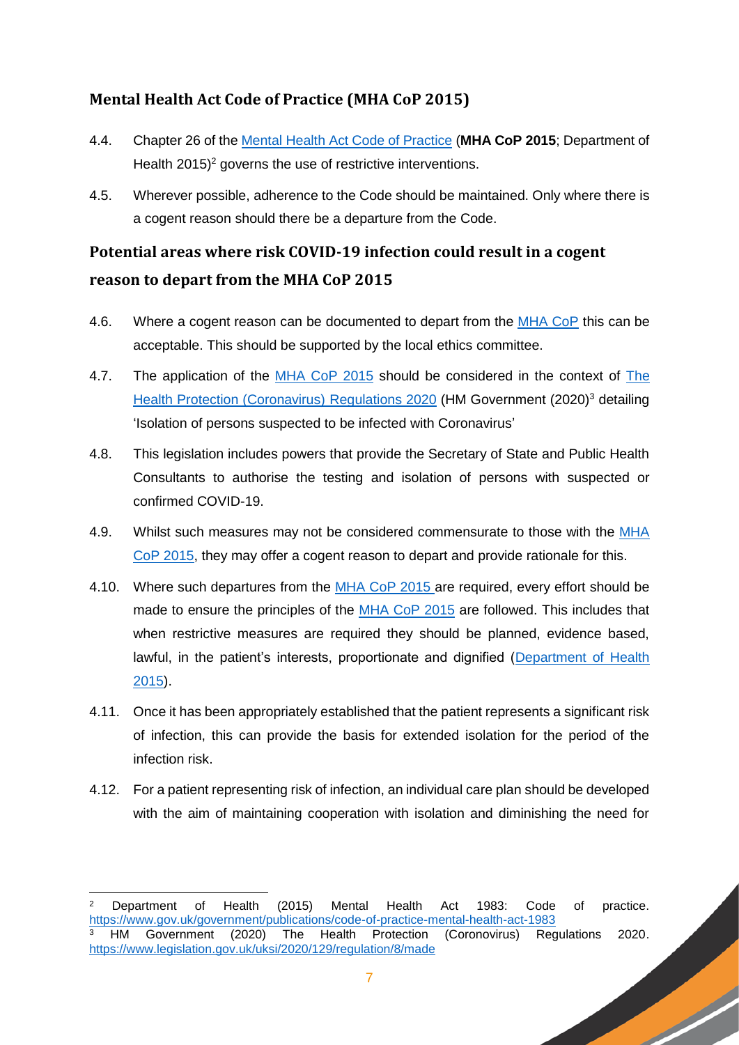## Mental Health Act Code of Practice (MHA CoP 2015)

4.4. Chapter 26 of the Mental Health Act Code of Practice (**MHA CoP 2015**; Department of Health 2015)[2] governs the use of restrictive interventions.

4.5. Wherever possible, adherence to the Code should be maintained. Only where there is a cogent reason should there be a departure from the Code.

## Potential areas where risk COVID-19 infection could result in a cogent reason to depart from the MHA CoP 2015

4.6. Where a cogent reason can be documented to depart from the MHA CoP this can be acceptable. This should be supported by the local ethics committee.

4.7. The application of the MHA CoP 2015 should be considered in the context of The Health Protection (Coronavirus) Regulations 2020 (HM Government (2020)[3] detailing 'Isolation of persons suspected to be infected with Coronavirus'

4.8. This legislation includes powers that provide the Secretary of State and Public Health Consultants to authorise the testing and isolation of persons with suspected or confirmed COVID-19.

4.9. Whilst such measures may not be considered commensurate to those with the MHA CoP 2015, they may offer a cogent reason to depart and provide rationale for this.

4.10. Where such departures from the MHA CoP 2015 are required, every effort should be made to ensure the principles of the MHA CoP 2015 are followed. This includes that when restrictive measures are required they should be planned, evidence based, lawful, in the patient's interests, proportionate and dignified (Department of Health 2015).

4.11. Once it has been appropriately established that the patient represents a significant risk of infection, this can provide the basis for extended isolation for the period of the infection risk.

4.12. For a patient representing risk of infection, an individual care plan should be developed with the aim of maintaining cooperation with isolation and diminishing the need for

---

[2] Department of Health (2015) Mental Health Act 1983: Code of practice. https://www.gov.uk/government/publications/code-of-practice-mental-health-act-1983

[3] HM Government (2020) The Health Protection (Coronavirus) Regulations 2020. https://www.legislation.gov.uk/uksi/2020/129/regulation/8/made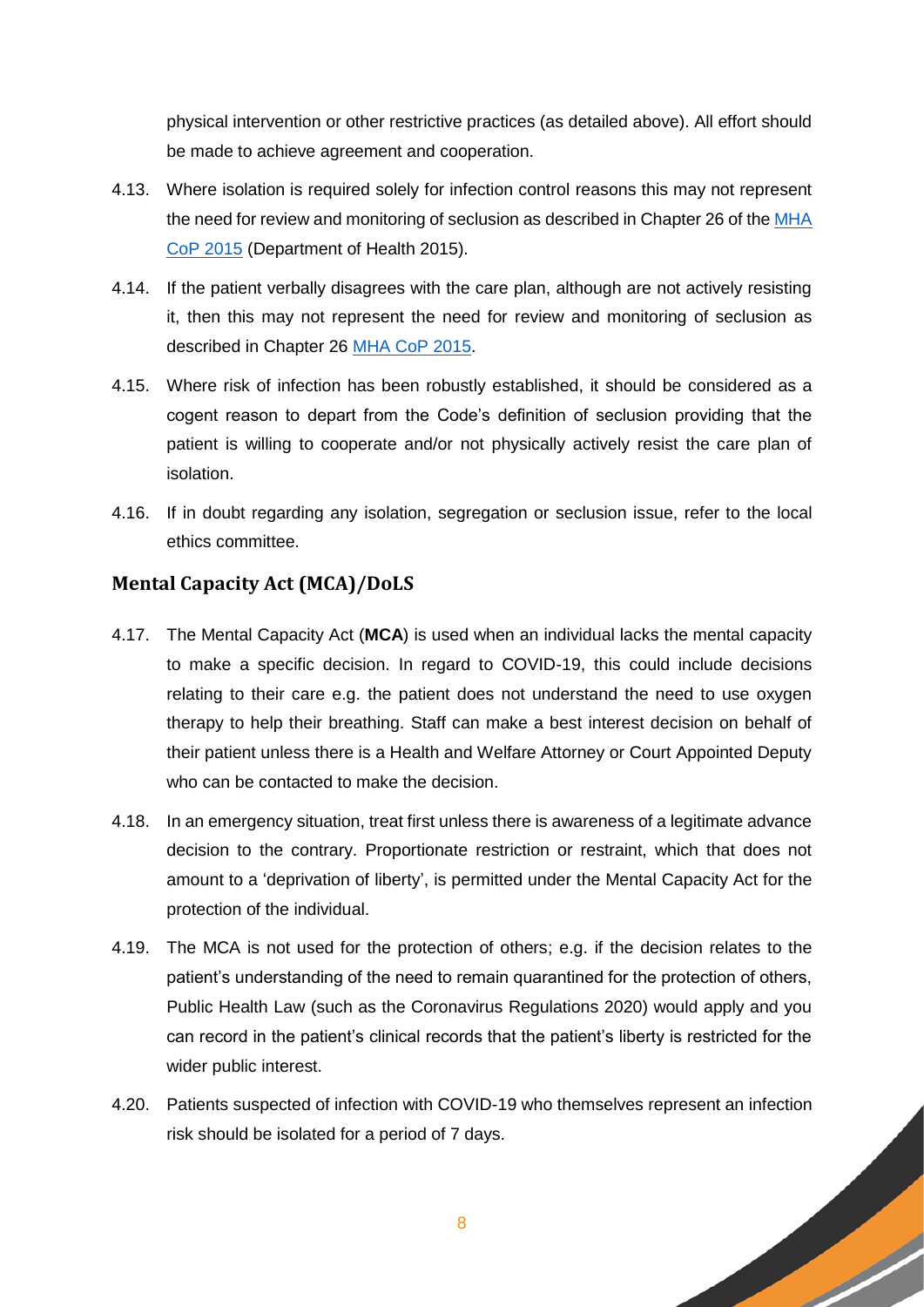physical intervention or other restrictive practices (as detailed above). All effort should be made to achieve agreement and cooperation.

4.13. Where isolation is required solely for infection control reasons this may not represent the need for review and monitoring of seclusion as described in Chapter 26 of the MHA CoP 2015 (Department of Health 2015).

4.14. If the patient verbally disagrees with the care plan, although are not actively resisting it, then this may not represent the need for review and monitoring of seclusion as described in Chapter 26 MHA CoP 2015.

4.15. Where risk of infection has been robustly established, it should be considered as a cogent reason to depart from the Code's definition of seclusion providing that the patient is willing to cooperate and/or not physically actively resist the care plan of isolation.

4.16. If in doubt regarding any isolation, segregation or seclusion issue, refer to the local ethics committee.

## Mental Capacity Act (MCA)/DoLS

4.17. The Mental Capacity Act (**MCA**) is used when an individual lacks the mental capacity to make a specific decision. In regard to COVID-19, this could include decisions relating to their care e.g. the patient does not understand the need to use oxygen therapy to help their breathing. Staff can make a best interest decision on behalf of their patient unless there is a Health and Welfare Attorney or Court Appointed Deputy who can be contacted to make the decision.

4.18. In an emergency situation, treat first unless there is awareness of a legitimate advance decision to the contrary. Proportionate restriction or restraint, which that does not amount to a 'deprivation of liberty', is permitted under the Mental Capacity Act for the protection of the individual.

4.19. The MCA is not used for the protection of others; e.g. if the decision relates to the patient's understanding of the need to remain quarantined for the protection of others, Public Health Law (such as the Coronavirus Regulations 2020) would apply and you can record in the patient's clinical records that the patient's liberty is restricted for the wider public interest.

4.20. Patients suspected of infection with COVID-19 who themselves represent an infection risk should be isolated for a period of 7 days.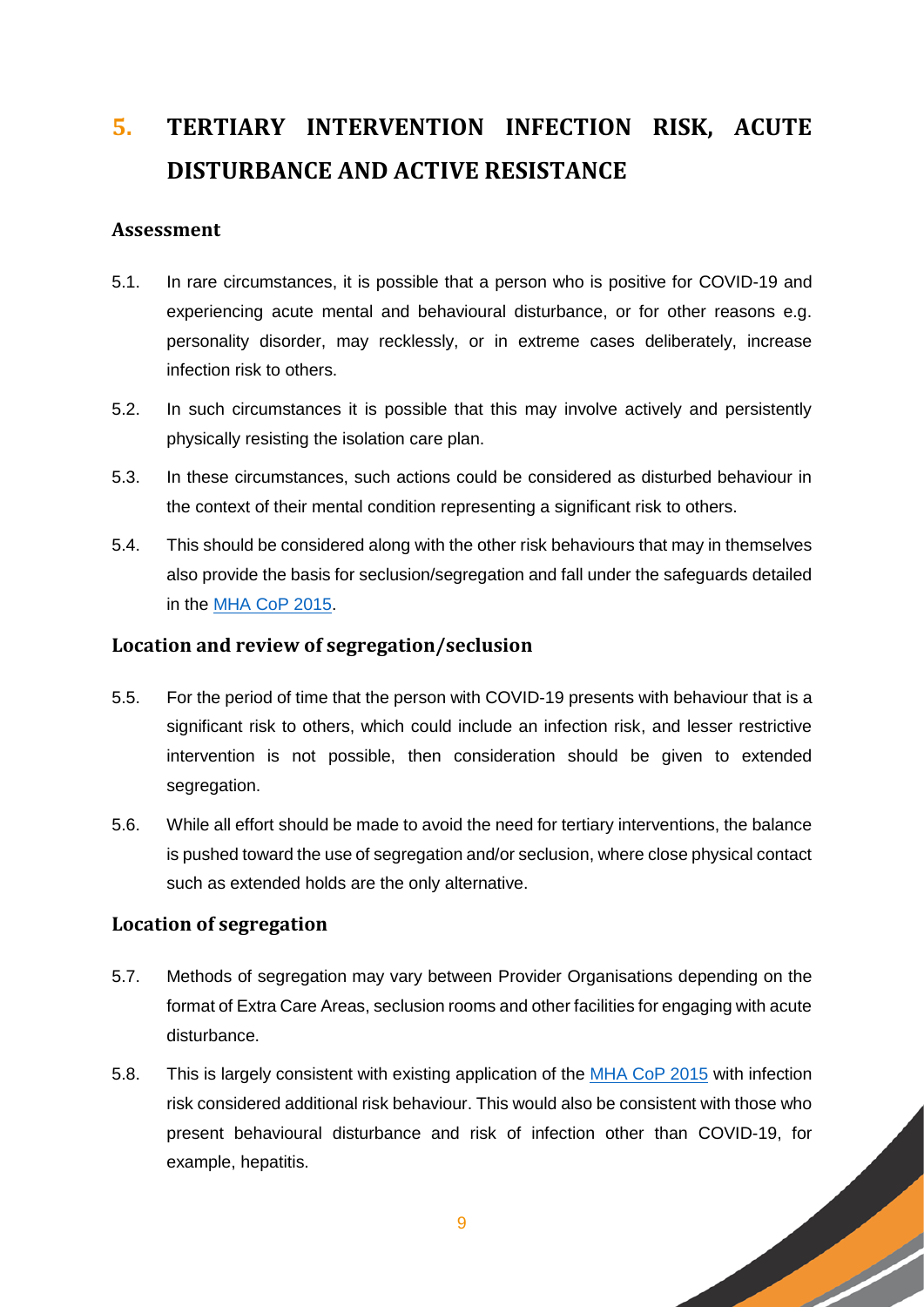## 5. TERTIARY INTERVENTION INFECTION RISK, ACUTE DISTURBANCE AND ACTIVE RESISTANCE

### Assessment

5.1. In rare circumstances, it is possible that a person who is positive for COVID-19 and experiencing acute mental and behavioural disturbance, or for other reasons e.g. personality disorder, may recklessly, or in extreme cases deliberately, increase infection risk to others.

5.2. In such circumstances it is possible that this may involve actively and persistently physically resisting the isolation care plan.

5.3. In these circumstances, such actions could be considered as disturbed behaviour in the context of their mental condition representing a significant risk to others.

5.4. This should be considered along with the other risk behaviours that may in themselves also provide the basis for seclusion/segregation and fall under the safeguards detailed in the MHA CoP 2015.

### Location and review of segregation/seclusion

5.5. For the period of time that the person with COVID-19 presents with behaviour that is a significant risk to others, which could include an infection risk, and lesser restrictive intervention is not possible, then consideration should be given to extended segregation.

5.6. While all effort should be made to avoid the need for tertiary interventions, the balance is pushed toward the use of segregation and/or seclusion, where close physical contact such as extended holds are the only alternative.

### Location of segregation

5.7. Methods of segregation may vary between Provider Organisations depending on the format of Extra Care Areas, seclusion rooms and other facilities for engaging with acute disturbance.

5.8. This is largely consistent with existing application of the MHA CoP 2015 with infection risk considered additional risk behaviour. This would also be consistent with those who present behavioural disturbance and risk of infection other than COVID-19, for example, hepatitis.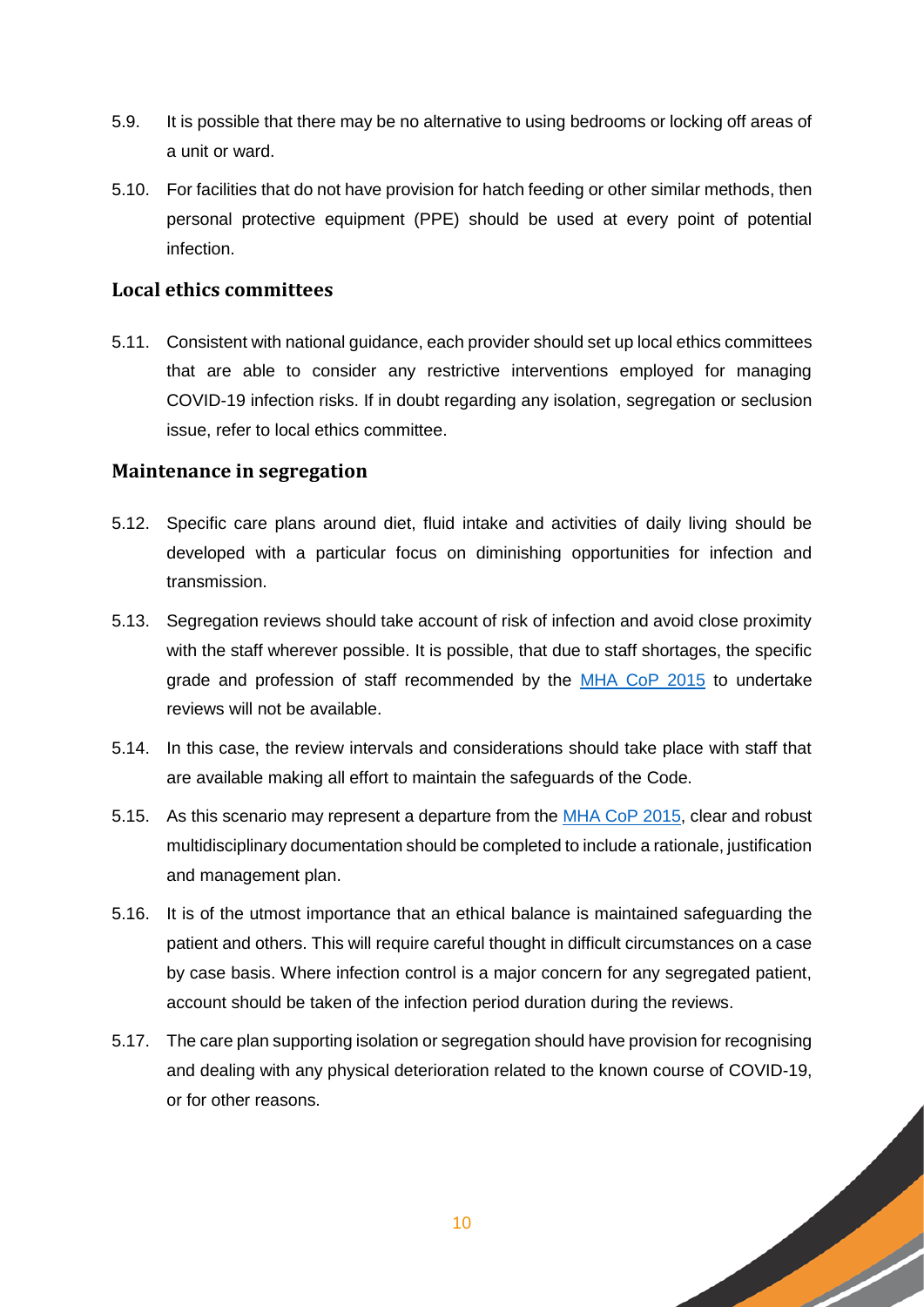5.9. It is possible that there may be no alternative to using bedrooms or locking off areas of a unit or ward.

5.10. For facilities that do not have provision for hatch feeding or other similar methods, then personal protective equipment (PPE) should be used at every point of potential infection.

## Local ethics committees

5.11. Consistent with national guidance, each provider should set up local ethics committees that are able to consider any restrictive interventions employed for managing COVID-19 infection risks. If in doubt regarding any isolation, segregation or seclusion issue, refer to local ethics committee.

## Maintenance in segregation

5.12. Specific care plans around diet, fluid intake and activities of daily living should be developed with a particular focus on diminishing opportunities for infection and transmission.

5.13. Segregation reviews should take account of risk of infection and avoid close proximity with the staff wherever possible. It is possible, that due to staff shortages, the specific grade and profession of staff recommended by the MHA CoP 2015 to undertake reviews will not be available.

5.14. In this case, the review intervals and considerations should take place with staff that are available making all effort to maintain the safeguards of the Code.

5.15. As this scenario may represent a departure from the MHA CoP 2015, clear and robust multidisciplinary documentation should be completed to include a rationale, justification and management plan.

5.16. It is of the utmost importance that an ethical balance is maintained safeguarding the patient and others. This will require careful thought in difficult circumstances on a case by case basis. Where infection control is a major concern for any segregated patient, account should be taken of the infection period duration during the reviews.

5.17. The care plan supporting isolation or segregation should have provision for recognising and dealing with any physical deterioration related to the known course of COVID-19, or for other reasons.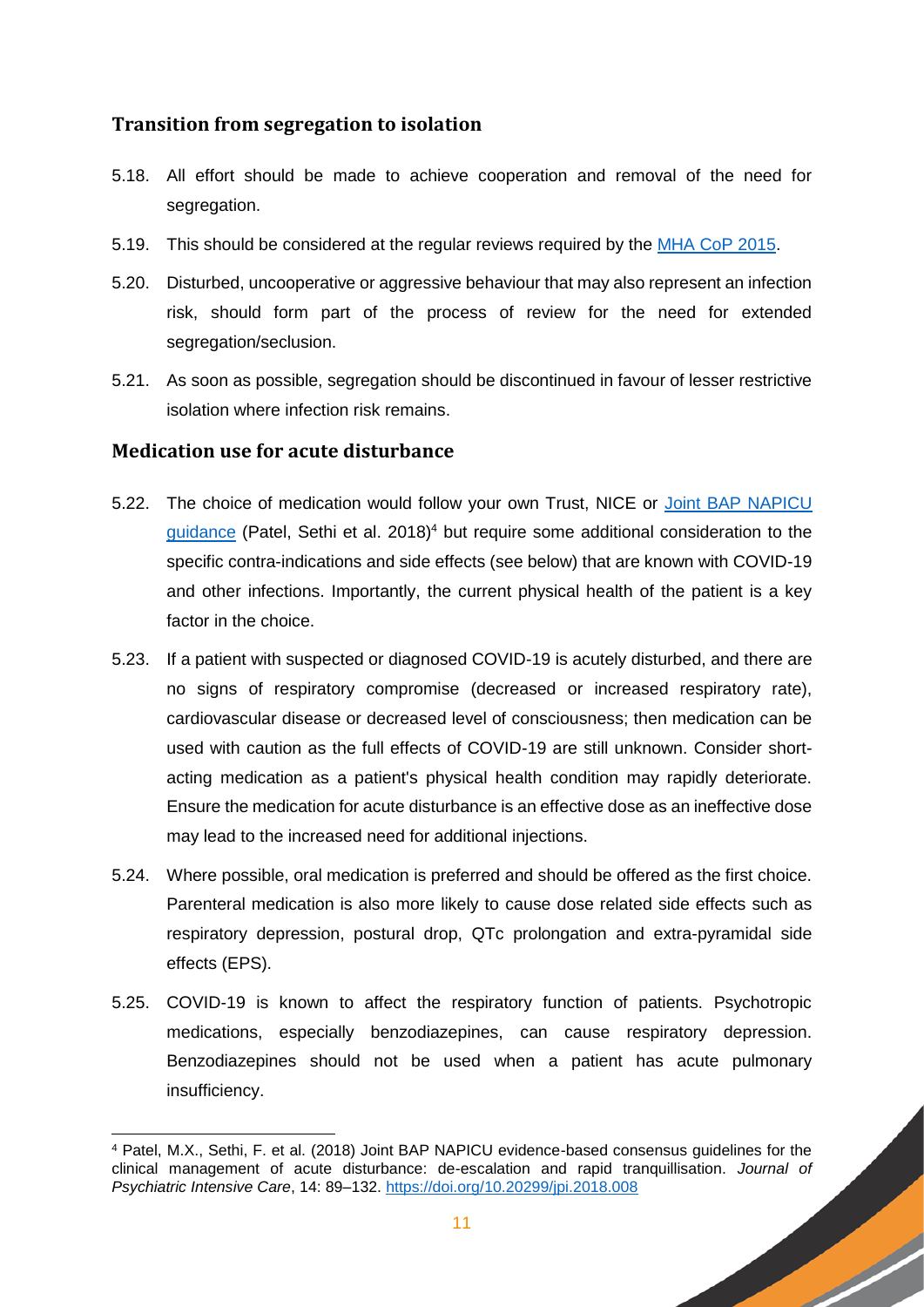## Transition from segregation to isolation

5.18. All effort should be made to achieve cooperation and removal of the need for segregation.

5.19. This should be considered at the regular reviews required by the [MHA CoP 2015](MHA CoP 2015).

5.20. Disturbed, uncooperative or aggressive behaviour that may also represent an infection risk, should form part of the process of review for the need for extended segregation/seclusion.

5.21. As soon as possible, segregation should be discontinued in favour of lesser restrictive isolation where infection risk remains.

## Medication use for acute disturbance

5.22. The choice of medication would follow your own Trust, NICE or Joint BAP NAPICU guidance (Patel, Sethi et al. 2018)[4] but require some additional consideration to the specific contra-indications and side effects (see below) that are known with COVID-19 and other infections. Importantly, the current physical health of the patient is a key factor in the choice.

5.23. If a patient with suspected or diagnosed COVID-19 is acutely disturbed, and there are no signs of respiratory compromise (decreased or increased respiratory rate), cardiovascular disease or decreased level of consciousness; then medication can be used with caution as the full effects of COVID-19 are still unknown. Consider short-acting medication as a patient's physical health condition may rapidly deteriorate. Ensure the medication for acute disturbance is an effective dose as an ineffective dose may lead to the increased need for additional injections.

5.24. Where possible, oral medication is preferred and should be offered as the first choice. Parenteral medication is also more likely to cause dose related side effects such as respiratory depression, postural drop, QTc prolongation and extra-pyramidal side effects (EPS).

5.25. COVID-19 is known to affect the respiratory function of patients. Psychotropic medications, especially benzodiazepines, can cause respiratory depression. Benzodiazepines should not be used when a patient has acute pulmonary insufficiency.

---

[4] Patel, M.X., Sethi, F. et al. (2018) Joint BAP NAPICU evidence-based consensus guidelines for the clinical management of acute disturbance: de-escalation and rapid tranquillisation. *Journal of Psychiatric Intensive Care*, 14: 89–132. https://doi.org/10.20299/jpi.2018.008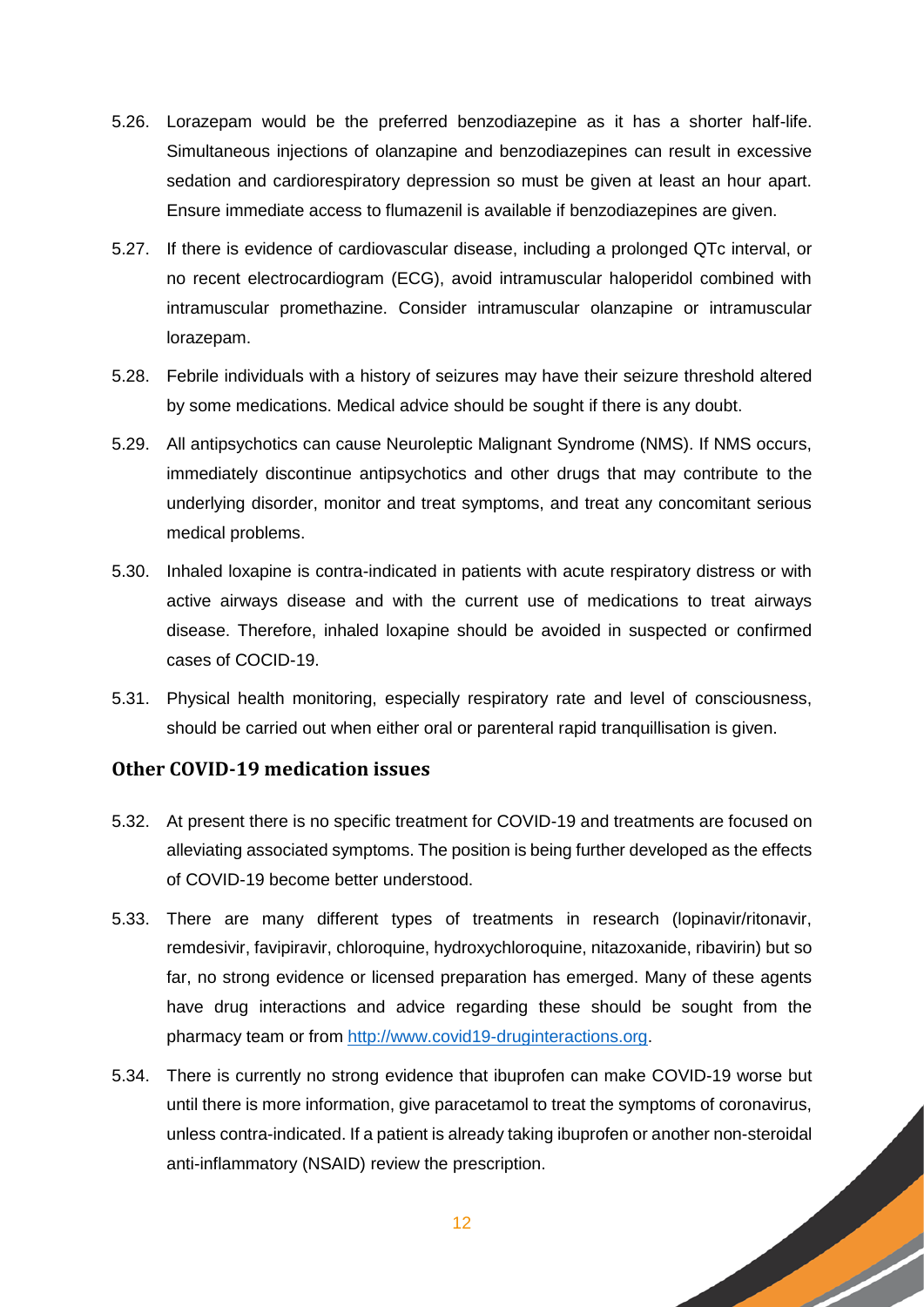5.26. Lorazepam would be the preferred benzodiazepine as it has a shorter half-life. Simultaneous injections of olanzapine and benzodiazepines can result in excessive sedation and cardiorespiratory depression so must be given at least an hour apart. Ensure immediate access to flumazenil is available if benzodiazepines are given.

5.27. If there is evidence of cardiovascular disease, including a prolonged QTc interval, or no recent electrocardiogram (ECG), avoid intramuscular haloperidol combined with intramuscular promethazine. Consider intramuscular olanzapine or intramuscular lorazepam.

5.28. Febrile individuals with a history of seizures may have their seizure threshold altered by some medications. Medical advice should be sought if there is any doubt.

5.29. All antipsychotics can cause Neuroleptic Malignant Syndrome (NMS). If NMS occurs, immediately discontinue antipsychotics and other drugs that may contribute to the underlying disorder, monitor and treat symptoms, and treat any concomitant serious medical problems.

5.30. Inhaled loxapine is contra-indicated in patients with acute respiratory distress or with active airways disease and with the current use of medications to treat airways disease. Therefore, inhaled loxapine should be avoided in suspected or confirmed cases of COCID-19.

5.31. Physical health monitoring, especially respiratory rate and level of consciousness, should be carried out when either oral or parenteral rapid tranquillisation is given.

## Other COVID-19 medication issues

5.32. At present there is no specific treatment for COVID-19 and treatments are focused on alleviating associated symptoms. The position is being further developed as the effects of COVID-19 become better understood.

5.33. There are many different types of treatments in research (lopinavir/ritonavir, remdesivir, favipiravir, chloroquine, hydroxychloroquine, nitazoxanide, ribavirin) but so far, no strong evidence or licensed preparation has emerged. Many of these agents have drug interactions and advice regarding these should be sought from the pharmacy team or from [http://www.covid19-druginteractions.org](http://www.covid19-druginteractions.org).

5.34. There is currently no strong evidence that ibuprofen can make COVID-19 worse but until there is more information, give paracetamol to treat the symptoms of coronavirus, unless contra-indicated. If a patient is already taking ibuprofen or another non-steroidal anti-inflammatory (NSAID) review the prescription.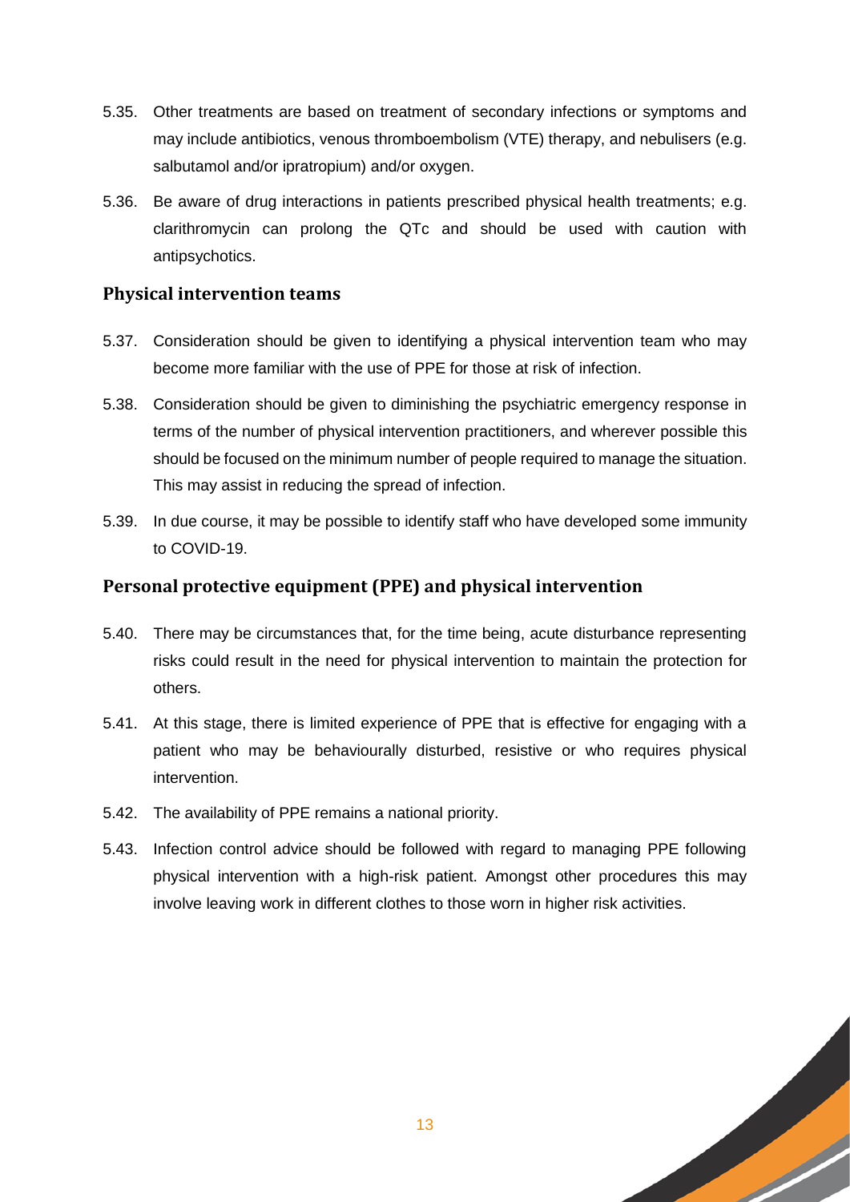5.35. Other treatments are based on treatment of secondary infections or symptoms and may include antibiotics, venous thromboembolism (VTE) therapy, and nebulisers (e.g. salbutamol and/or ipratropium) and/or oxygen.

5.36. Be aware of drug interactions in patients prescribed physical health treatments; e.g. clarithromycin can prolong the QTc and should be used with caution with antipsychotics.

### Physical intervention teams

5.37. Consideration should be given to identifying a physical intervention team who may become more familiar with the use of PPE for those at risk of infection.

5.38. Consideration should be given to diminishing the psychiatric emergency response in terms of the number of physical intervention practitioners, and wherever possible this should be focused on the minimum number of people required to manage the situation. This may assist in reducing the spread of infection.

5.39. In due course, it may be possible to identify staff who have developed some immunity to COVID-19.

### Personal protective equipment (PPE) and physical intervention

5.40. There may be circumstances that, for the time being, acute disturbance representing risks could result in the need for physical intervention to maintain the protection for others.

5.41. At this stage, there is limited experience of PPE that is effective for engaging with a patient who may be behaviourally disturbed, resistive or who requires physical intervention.

5.42. The availability of PPE remains a national priority.

5.43. Infection control advice should be followed with regard to managing PPE following physical intervention with a high-risk patient. Amongst other procedures this may involve leaving work in different clothes to those worn in higher risk activities.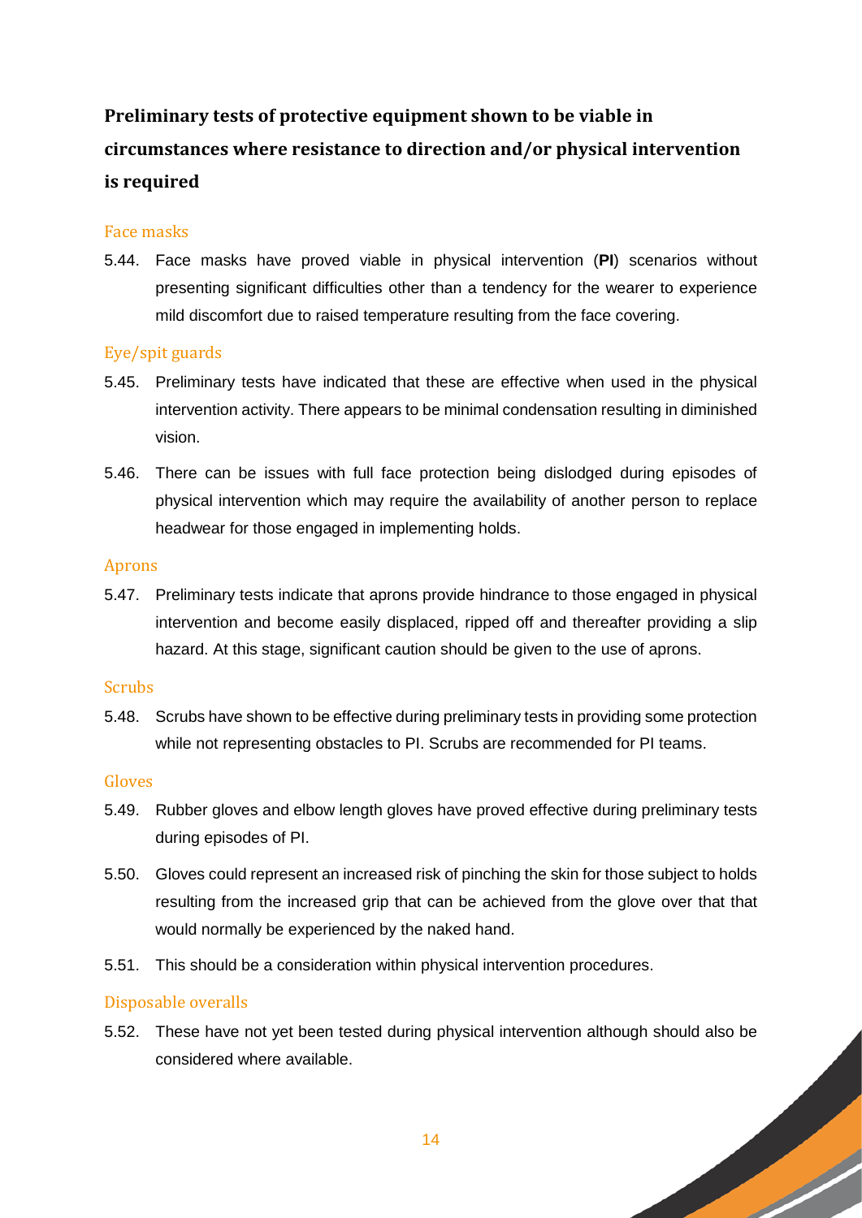## Preliminary tests of protective equipment shown to be viable in circumstances where resistance to direction and/or physical intervention is required

### Face masks

5.44. Face masks have proved viable in physical intervention (**PI**) scenarios without presenting significant difficulties other than a tendency for the wearer to experience mild discomfort due to raised temperature resulting from the face covering.

### Eye/spit guards

5.45. Preliminary tests have indicated that these are effective when used in the physical intervention activity. There appears to be minimal condensation resulting in diminished vision.

5.46. There can be issues with full face protection being dislodged during episodes of physical intervention which may require the availability of another person to replace headwear for those engaged in implementing holds.

### Aprons

5.47. Preliminary tests indicate that aprons provide hindrance to those engaged in physical intervention and become easily displaced, ripped off and thereafter providing a slip hazard. At this stage, significant caution should be given to the use of aprons.

### Scrubs

5.48. Scrubs have shown to be effective during preliminary tests in providing some protection while not representing obstacles to PI. Scrubs are recommended for PI teams.

### Gloves

5.49. Rubber gloves and elbow length gloves have proved effective during preliminary tests during episodes of PI.

5.50. Gloves could represent an increased risk of pinching the skin for those subject to holds resulting from the increased grip that can be achieved from the glove over that that would normally be experienced by the naked hand.

5.51. This should be a consideration within physical intervention procedures.

### Disposable overalls

5.52. These have not yet been tested during physical intervention although should also be considered where available.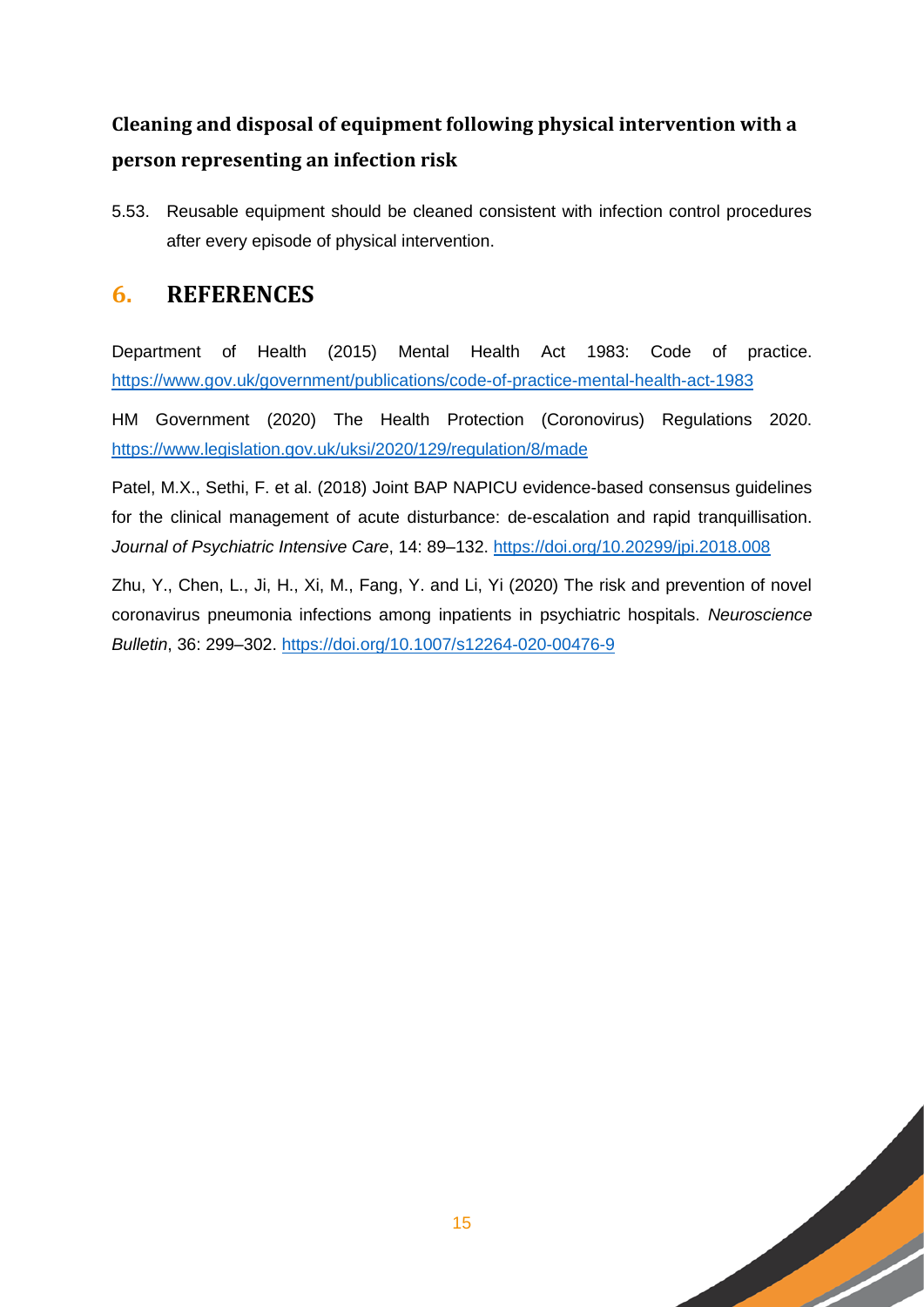### Cleaning and disposal of equipment following physical intervention with a person representing an infection risk

5.53. Reusable equipment should be cleaned consistent with infection control procedures after every episode of physical intervention.

## 6. REFERENCES

Department of Health (2015) Mental Health Act 1983: Code of practice. https://www.gov.uk/government/publications/code-of-practice-mental-health-act-1983

HM Government (2020) The Health Protection (Coronovirus) Regulations 2020. https://www.legislation.gov.uk/uksi/2020/129/regulation/8/made

Patel, M.X., Sethi, F. et al. (2018) Joint BAP NAPICU evidence-based consensus guidelines for the clinical management of acute disturbance: de-escalation and rapid tranquillisation. *Journal of Psychiatric Intensive Care*, 14: 89–132. https://doi.org/10.20299/jpi.2018.008

Zhu, Y., Chen, L., Ji, H., Xi, M., Fang, Y. and Li, Yi (2020) The risk and prevention of novel coronavirus pneumonia infections among inpatients in psychiatric hospitals. *Neuroscience Bulletin*, 36: 299–302. https://doi.org/10.1007/s12264-020-00476-9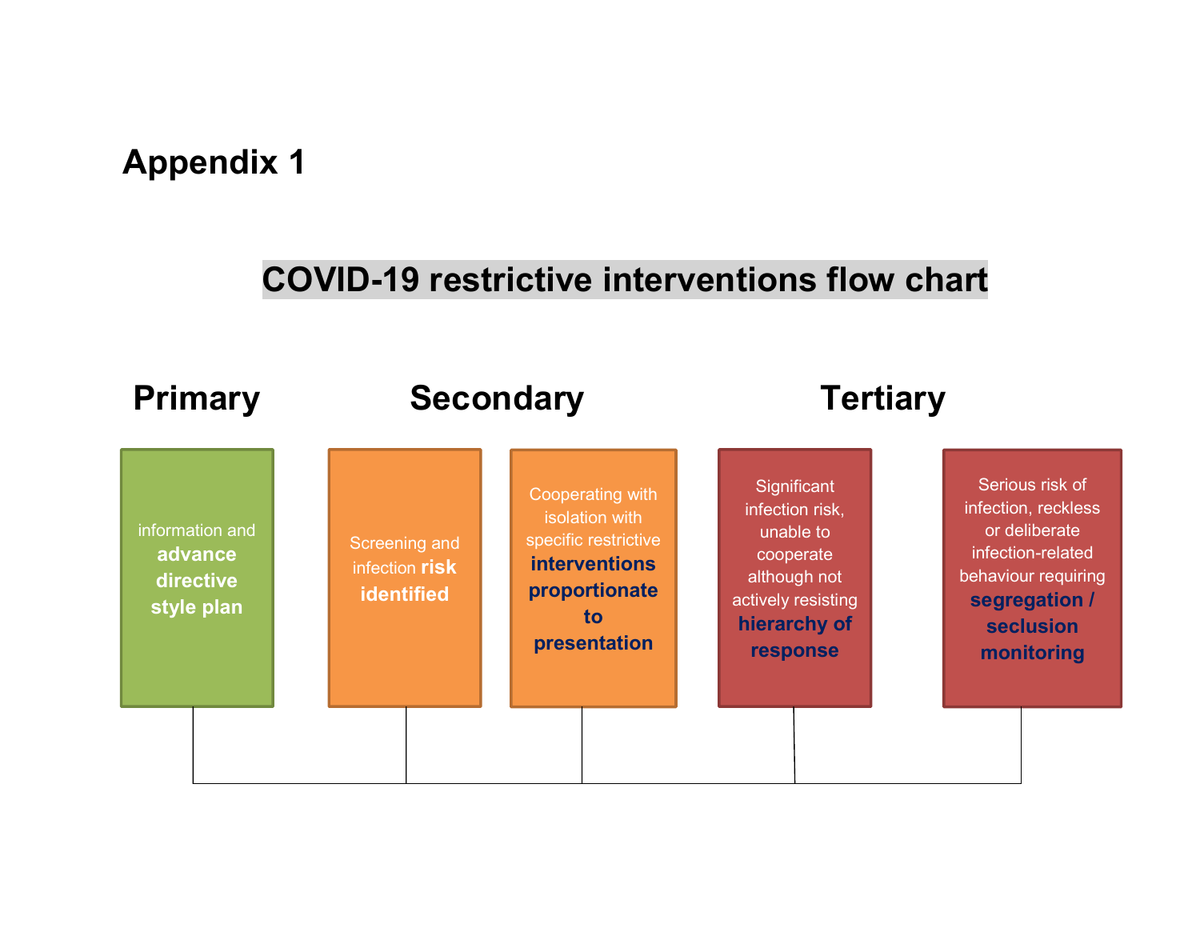## Appendix 1

## COVID-19 restrictive interventions flow chart

Primary

Secondary

Tertiary

information and **advance directive style plan**

Screening and infection **risk identified**

Cooperating with isolation with specific restrictive **interventions proportionate to presentation**

Significant infection risk, unable to cooperate although not actively resisting **hierarchy of response**

Serious risk of infection, reckless or deliberate infection-related behaviour requiring **segregation / seclusion monitoring**